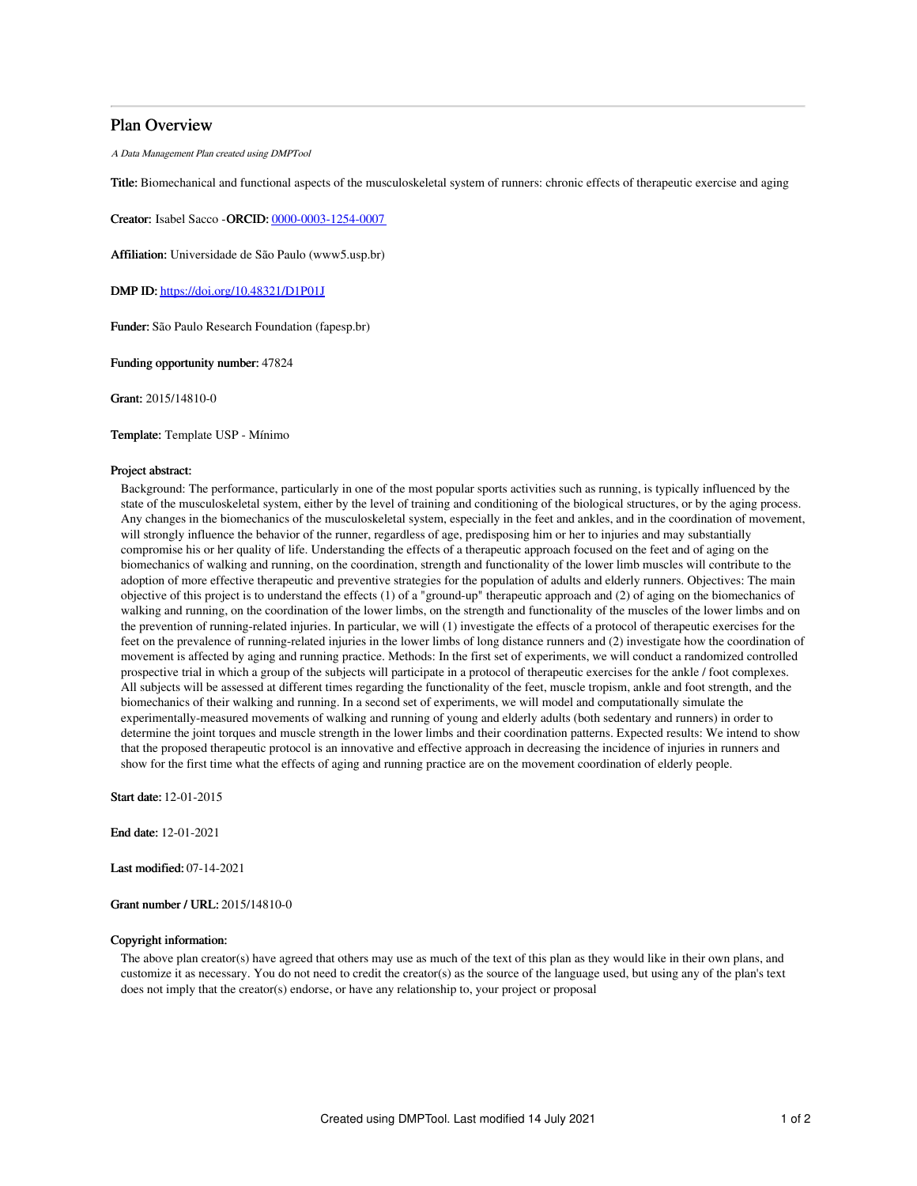# Plan Overview

*A Data Management Plan created using DMPTool*

**Title:** Biomechanical and functional aspects of the musculoskeletal system of runners: chronic effects of therapeutic exercise and aging

**Creator:** Isabel Sacco -**ORCID:** [0000-0003-1254-0007](0000-0003-1254-0007)

**Affiliation:** Universidade de São Paulo (www5.usp.br)

**DMP ID:** [https://doi.org/10.48321/D1P01J](https://doi.org/10.48321/D1P01J)

**Funder:** São Paulo Research Foundation (fapesp.br)

**Funding opportunity number:** 47824

**Grant:** 2015/14810-0

**Template:** Template USP - Mínimo

**Project abstract:**

Background: The performance, particularly in one of the most popular sports activities such as running, is typically influenced by the state of the musculoskeletal system, either by the level of training and conditioning of the biological structures, or by the aging process. Any changes in the biomechanics of the musculoskeletal system, especially in the feet and ankles, and in the coordination of movement, will strongly influence the behavior of the runner, regardless of age, predisposing him or her to injuries and may substantially compromise his or her quality of life. Understanding the effects of a therapeutic approach focused on the feet and of aging on the biomechanics of walking and running, on the coordination, strength and functionality of the lower limb muscles will contribute to the adoption of more effective therapeutic and preventive strategies for the population of adults and elderly runners. Objectives: The main objective of this project is to understand the effects (1) of a "ground-up" therapeutic approach and (2) of aging on the biomechanics of walking and running, on the coordination of the lower limbs, on the strength and functionality of the muscles of the lower limbs and on the prevention of running-related injuries. In particular, we will (1) investigate the effects of a protocol of therapeutic exercises for the feet on the prevalence of running-related injuries in the lower limbs of long distance runners and (2) investigate how the coordination of movement is affected by aging and running practice. Methods: In the first set of experiments, we will conduct a randomized controlled prospective trial in which a group of the subjects will participate in a protocol of therapeutic exercises for the ankle / foot complexes. All subjects will be assessed at different times regarding the functionality of the feet, muscle tropism, ankle and foot strength, and the biomechanics of their walking and running. In a second set of experiments, we will model and computationally simulate the experimentally-measured movements of walking and running of young and elderly adults (both sedentary and runners) in order to determine the joint torques and muscle strength in the lower limbs and their coordination patterns. Expected results: We intend to show that the proposed therapeutic protocol is an innovative and effective approach in decreasing the incidence of injuries in runners and show for the first time what the effects of aging and running practice are on the movement coordination of elderly people.

**Start date:** 12-01-2015

**End date:** 12-01-2021

**Last modified:** 07-14-2021

**Grant number / URL:** 2015/14810-0

**Copyright information:**

The above plan creator(s) have agreed that others may use as much of the text of this plan as they would like in their own plans, and customize it as necessary. You do not need to credit the creator(s) as the source of the language used, but using any of the plan's text does not imply that the creator(s) endorse, or have any relationship to, your project or proposal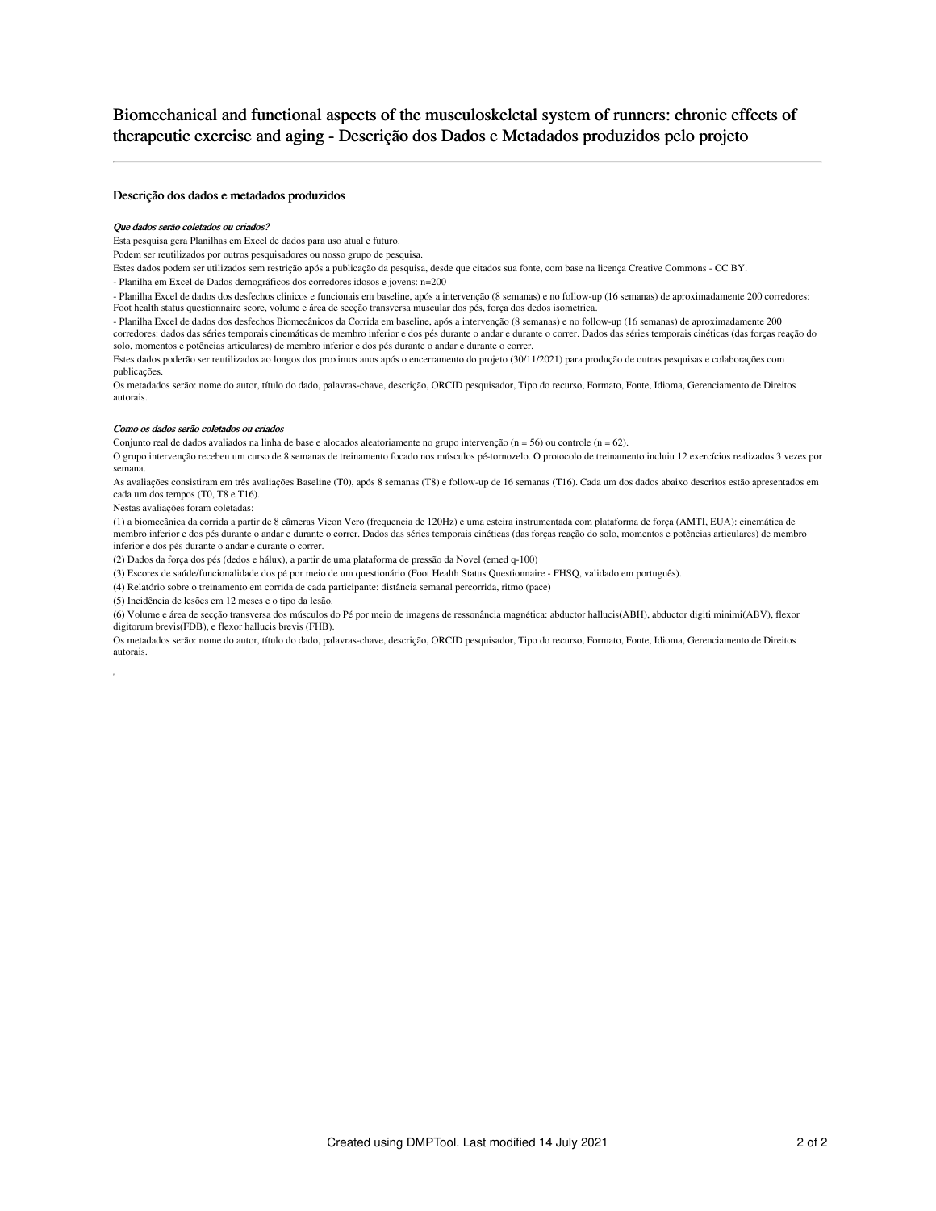# Biomechanical and functional aspects of the musculoskeletal system of runners: chronic effects of therapeutic exercise and aging - Descrição dos Dados e Metadados produzidos pelo projeto

## Descrição dos dados e metadados produzidos

***Que dados serão coletados ou criados?***

Esta pesquisa gera Planilhas em Excel de dados para uso atual e futuro.

Podem ser reutilizados por outros pesquisadores ou nosso grupo de pesquisa.

Estes dados podem ser utilizados sem restrição após a publicação da pesquisa, desde que citados sua fonte, com base na licença Creative Commons - CC BY.

- Planilha em Excel de Dados demográficos dos corredores idosos e jovens: n=200
- Planilha Excel de dados dos desfechos clinicos e funcionais em baseline, após a intervenção (8 semanas) e no follow-up (16 semanas) de aproximadamente 200 corredores: Foot health status questionnaire score, volume e área de secção transversa muscular dos pés, força dos dedos isometrica.
- Planilha Excel de dados dos desfechos Biomecânicos da Corrida em baseline, após a intervenção (8 semanas) e no follow-up (16 semanas) de aproximadamente 200 corredores: dados das séries temporais cinemáticas de membro inferior e dos pés durante o andar e durante o correr. Dados das séries temporais cinéticas (das forças reação do solo, momentos e potências articulares) de membro inferior e dos pés durante o andar e durante o correr.

Estes dados poderão ser reutilizados ao longos dos proximos anos após o encerramento do projeto (30/11/2021) para produção de outras pesquisas e colaborações com publicações.

Os metadados serão: nome do autor, título do dado, palavras-chave, descrição, ORCID pesquisador, Tipo do recurso, Formato, Fonte, Idioma, Gerenciamento de Direitos autorais.

***Como os dados serão coletados ou criados***

Conjunto real de dados avaliados na linha de baseline e alocados aleatoriamente no grupo intervenção (n = 56) ou controle (n = 62).

O grupo intervenção recebeu um curso de 8 semanas de treinamento focado nos músculos pé-tornozelo. O protocolo de treinamento incluiu 12 exercícios realizados 3 vezes por semana.

As avaliações consistiram em três avaliações Baseline (T0), após 8 semanas (T8) e follow-up de 16 semanas (T16). Cada um dos dados abaixo descritos estão apresentados em cada um dos tempos (T0, T8 e T16).

Nestas avaliações foram coletadas:

(1) a biomecânica da corrida a partir de 8 câmeras Vicon Vero (frequencia de 120Hz) e uma esteira instrumentada com plataforma de força (AMTI, EUA): cinemática de membro inferior e dos pés durante o andar e durante o correr. Dados das séries temporais cinéticas (das forças reação do solo, momentos e potências articulares) de membro inferior e dos pés durante o andar e durante o correr.

(2) Dados da força dos pés (dedos e hálux), a partir de uma plataforma de pressão da Novel (emed q-100)

(3) Escores de saúde/funcionalidade dos pé por meio de um questionário (Foot Health Status Questionnaire - FHSQ, validado em português).

(4) Relatório sobre o treinamento em corrida de cada participante: distância semanal percorrida, ritmo (pace)

(5) Incidência de lesões em 12 meses e o tipo da lesão.

(6) Volume e área de secção transversa dos músculos do Pé por meio de imagens de ressonância magnética: abductor hallucis(ABH), abductor digiti minimi(ABV), flexor digitorum brevis(FDB), e flexor hallucis brevis (FHB).

Os metadados serão: nome do autor, título do dado, palavras-chave, descrição, ORCID pesquisador, Tipo do recurso, Formato, Fonte, Idioma, Gerenciamento de Direitos autorais.

Created using DMPTool. Last modified 14 July 2021